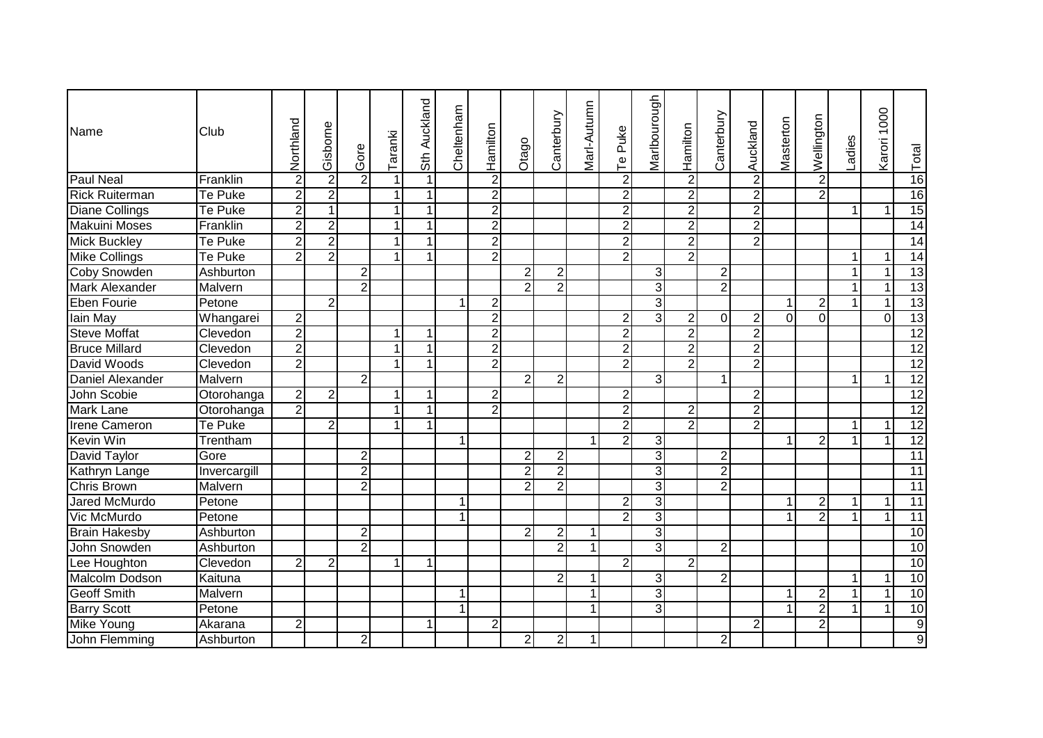| Name | Club | Northland | Gisborne | Gore | Taranki | Sth Auckland | Cheltenham | Hamilton | Otago | Canterbury | Marl-Autumn | Te Puke | Marlbourough | Hamilton | Canterbury | Auckland | Masterton | Wellington | Ladies | Karori 1000 | Total |
|---|---|---|---|---|---|---|---|---|---|---|---|---|---|---|---|---|---|---|---|---|---|
| Paul Neal | Franklin | 2 | 2 | 2 | 1 | 1 | | 2 | | | | 2 | | 2 | | 2 | | 2 | | | 16 |
| Rick Ruiterman | Te Puke | 2 | 2 | | 1 | 1 | | 2 | | | | 2 | | 2 | | 2 | | 2 | | | 16 |
| Diane Collings | Te Puke | 2 | 1 | | 1 | 1 | | 2 | | | | 2 | | 2 | | 2 | | | 1 | 1 | 15 |
| Makuini Moses | Franklin | 2 | 2 | | 1 | 1 | | 2 | | | | 2 | | 2 | | 2 | | | | | 14 |
| Mick Buckley | Te Puke | 2 | 2 | | 1 | 1 | | 2 | | | | 2 | | 2 | | 2 | | | | | 14 |
| Mike Collings | Te Puke | 2 | 2 | | 1 | 1 | | 2 | | | | 2 | | 2 | | | | | 1 | 1 | 14 |
| Coby Snowden | Ashburton | | | 2 | | | | | 2 | 2 | | | 3 | | 2 | | | | 1 | 1 | 13 |
| Mark Alexander | Malvern | | | 2 | | | | | 2 | 2 | | | 3 | | 2 | | | | 1 | 1 | 13 |
| Eben Fourie | Petone | | 2 | | | | 1 | 2 | | | | | 3 | | | | 1 | 2 | 1 | 1 | 13 |
| Iain May | Whangarei | 2 | | | | | | 2 | | | | 2 | 3 | 2 | 0 | 2 | 0 | 0 | | 0 | 13 |
| Steve Moffat | Clevedon | 2 | | | 1 | 1 | | 2 | | | | 2 | | 2 | | 2 | | | | | 12 |
| Bruce Millard | Clevedon | 2 | | | 1 | 1 | | 2 | | | | 2 | | 2 | | 2 | | | | | 12 |
| David Woods | Clevedon | 2 | | | 1 | 1 | | 2 | | | | 2 | | 2 | | 2 | | | | | 12 |
| Daniel Alexander | Malvern | | | 2 | | | | | 2 | 2 | | | 3 | | 1 | | | | 1 | 1 | 12 |
| John Scobie | Otorohanga | 2 | 2 | | 1 | 1 | | 2 | | | | 2 | | | | 2 | | | | | 12 |
| Mark Lane | Otorohanga | 2 | | | 1 | 1 | | 2 | | | | 2 | | 2 | | 2 | | | | | 12 |
| Irene Cameron | Te Puke | | 2 | | 1 | 1 | | | | | | 2 | | 2 | | 2 | | | 1 | 1 | 12 |
| Kevin Win | Trentham | | | | | | 1 | | | | 1 | 2 | 3 | | | | 1 | 2 | 1 | 1 | 12 |
| David Taylor | Gore | | | 2 | | | | | 2 | 2 | | | 3 | | 2 | | | | | | 11 |
| Kathryn Lange | Invercargill | | | 2 | | | | | 2 | 2 | | | 3 | | 2 | | | | | | 11 |
| Chris Brown | Malvern | | | 2 | | | | | 2 | 2 | | | 3 | | 2 | | | | | | 11 |
| Jared McMurdo | Petone | | | | | | 1 | | | | | 2 | 3 | | | | 1 | 2 | 1 | 1 | 11 |
| Vic McMurdo | Petone | | | | | | 1 | | | | | 2 | 3 | | | | 1 | 2 | 1 | 1 | 11 |
| Brain Hakesby | Ashburton | | | 2 | | | | | 2 | 2 | 1 | | 3 | | | | | | | | 10 |
| John Snowden | Ashburton | | | 2 | | | | | | 2 | 1 | | 3 | | 2 | | | | | | 10 |
| Lee Houghton | Clevedon | 2 | 2 | | 1 | 1 | | | | | | 2 | | 2 | | | | | | | 10 |
| Malcolm Dodson | Kaituna | | | | | | | | | 2 | 1 | | 3 | | 2 | | | | 1 | 1 | 10 |
| Geoff Smith | Malvern | | | | | | 1 | | | | 1 | | 3 | | | | 1 | 2 | 1 | 1 | 10 |
| Barry Scott | Petone | | | | | | 1 | | | | 1 | | 3 | | | | 1 | 2 | 1 | 1 | 10 |
| Mike Young | Akarana | 2 | | | | 1 | | 2 | | | | | | | | 2 | | 2 | | | 9 |
| John Flemming | Ashburton | | | 2 | | | | | 2 | 2 | 1 | | | | 2 | | | | | | 9 |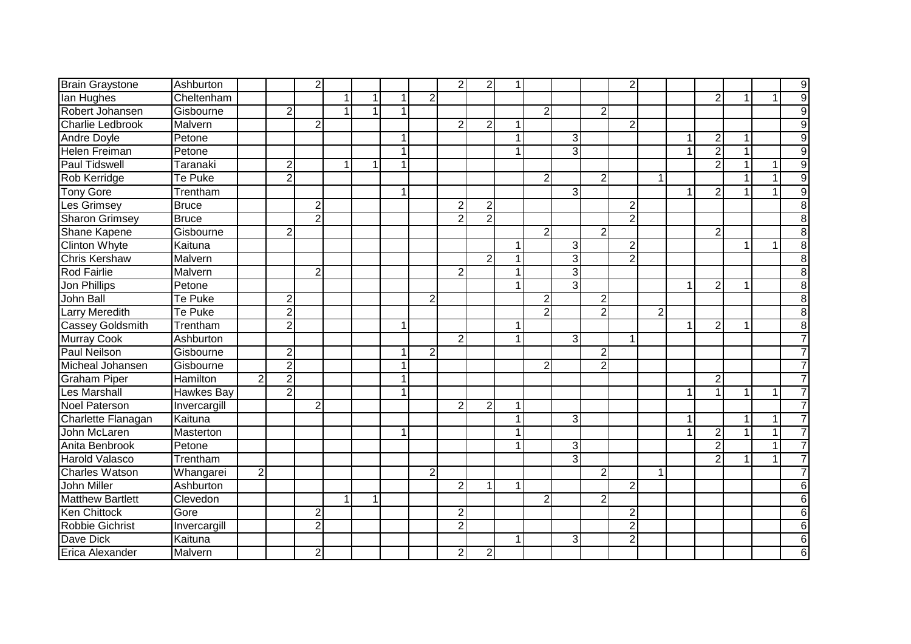| | | | | | | | | | | | | | | | | | | | | | |
|---|---|---|---|---|---|---|---|---|---|---|---|---|---|---|---|---|---|---|---|---|---|
| Brain Graystone | Ashburton | | | 2 | | | | | 2 | 2 | 1 | | | | 2 | | | | | | 9 |
| Ian Hughes | Cheltenham | | | | 1 | 1 | 1 | 2 | | | | | | | | | | 2 | 1 | 1 | 9 |
| Robert Johansen | Gisbourne | | 2 | | 1 | 1 | 1 | | | | | 2 | | 2 | | | | | | | 9 |
| Charlie Ledbrook | Malvern | | | 2 | | | | | 2 | 2 | 1 | | | | 2 | | | | | | 9 |
| Andre Doyle | Petone | | | | | | 1 | | | | 1 | | 3 | | | | 1 | 2 | 1 | | 9 |
| Helen Freiman | Petone | | | | | | 1 | | | | 1 | | 3 | | | | 1 | 2 | 1 | | 9 |
| Paul Tidswell | Taranaki | | 2 | | 1 | 1 | 1 | | | | | | | | | | | 2 | 1 | 1 | 9 |
| Rob Kerridge | Te Puke | | 2 | | | | | | | | | 2 | | 2 | | 1 | | | 1 | 1 | 9 |
| Tony Gore | Trentham | | | | | | 1 | | | | | | 3 | | | | 1 | 2 | 1 | 1 | 9 |
| Les Grimsey | Bruce | | | 2 | | | | | 2 | 2 | | | | | 2 | | | | | | 8 |
| Sharon Grimsey | Bruce | | | 2 | | | | | 2 | 2 | | | | | 2 | | | | | | 8 |
| Shane Kapene | Gisbourne | | 2 | | | | | | | | | 2 | | 2 | | | | 2 | | | 8 |
| Clinton Whyte | Kaituna | | | | | | | | | | 1 | | 3 | | 2 | | | | 1 | 1 | 8 |
| Chris Kershaw | Malvern | | | | | | | | | 2 | 1 | | 3 | | 2 | | | | | | 8 |
| Rod Fairlie | Malvern | | | 2 | | | | | 2 | | 1 | | 3 | | | | | | | | 8 |
| Jon Phillips | Petone | | | | | | | | | | 1 | | 3 | | | | 1 | 2 | 1 | | 8 |
| John Ball | Te Puke | | 2 | | | | | 2 | | | | 2 | | 2 | | | | | | | 8 |
| Larry Meredith | Te Puke | | 2 | | | | | | | | | 2 | | 2 | | 2 | | | | | 8 |
| Cassey Goldsmith | Trentham | | 2 | | | | 1 | | | | 1 | | | | | | 1 | 2 | 1 | | 8 |
| Murray Cook | Ashburton | | | | | | | | 2 | | 1 | | 3 | | 1 | | | | | | 7 |
| Paul Neilson | Gisbourne | | 2 | | | | 1 | 2 | | | | | | 2 | | | | | | | 7 |
| Micheal Johansen | Gisbourne | | 2 | | | | 1 | | | | | 2 | | 2 | | | | | | | 7 |
| Graham Piper | Hamilton | 2 | 2 | | | | 1 | | | | | | | | | | | 2 | | | 7 |
| Les Marshall | Hawkes Bay | | 2 | | | | 1 | | | | | | | | | | 1 | 1 | 1 | 1 | 7 |
| Noel Paterson | Invercargill | | | 2 | | | | | 2 | 2 | 1 | | | | | | | | | | 7 |
| Charlette Flanagan | Kaituna | | | | | | | | | | 1 | | 3 | | | | 1 | | 1 | 1 | 7 |
| John McLaren | Masterton | | | | | | 1 | | | | 1 | | | | | | 1 | 2 | 1 | 1 | 7 |
| Anita Benbrook | Petone | | | | | | | | | | 1 | | 3 | | | | | 2 | | 1 | 7 |
| Harold Valasco | Trentham | | | | | | | | | | | | 3 | | | | | 2 | 1 | 1 | 7 |
| Charles Watson | Whangarei | 2 | | | | | | 2 | | | | | | 2 | | 1 | | | | | 7 |
| John Miller | Ashburton | | | | | | | | 2 | 1 | 1 | | | | 2 | | | | | | 6 |
| Matthew Bartlett | Clevedon | | | | 1 | 1 | | | | | | 2 | | 2 | | | | | | | 6 |
| Ken Chittock | Gore | | | 2 | | | | | 2 | | | | | | 2 | | | | | | 6 |
| Robbie Gichrist | Invercargill | | | 2 | | | | | 2 | | | | | | 2 | | | | | | 6 |
| Dave Dick | Kaituna | | | | | | | | | | 1 | | 3 | | 2 | | | | | | 6 |
| Erica Alexander | Malvern | | | 2 | | | | | 2 | 2 | | | | | | | | | | | 6 |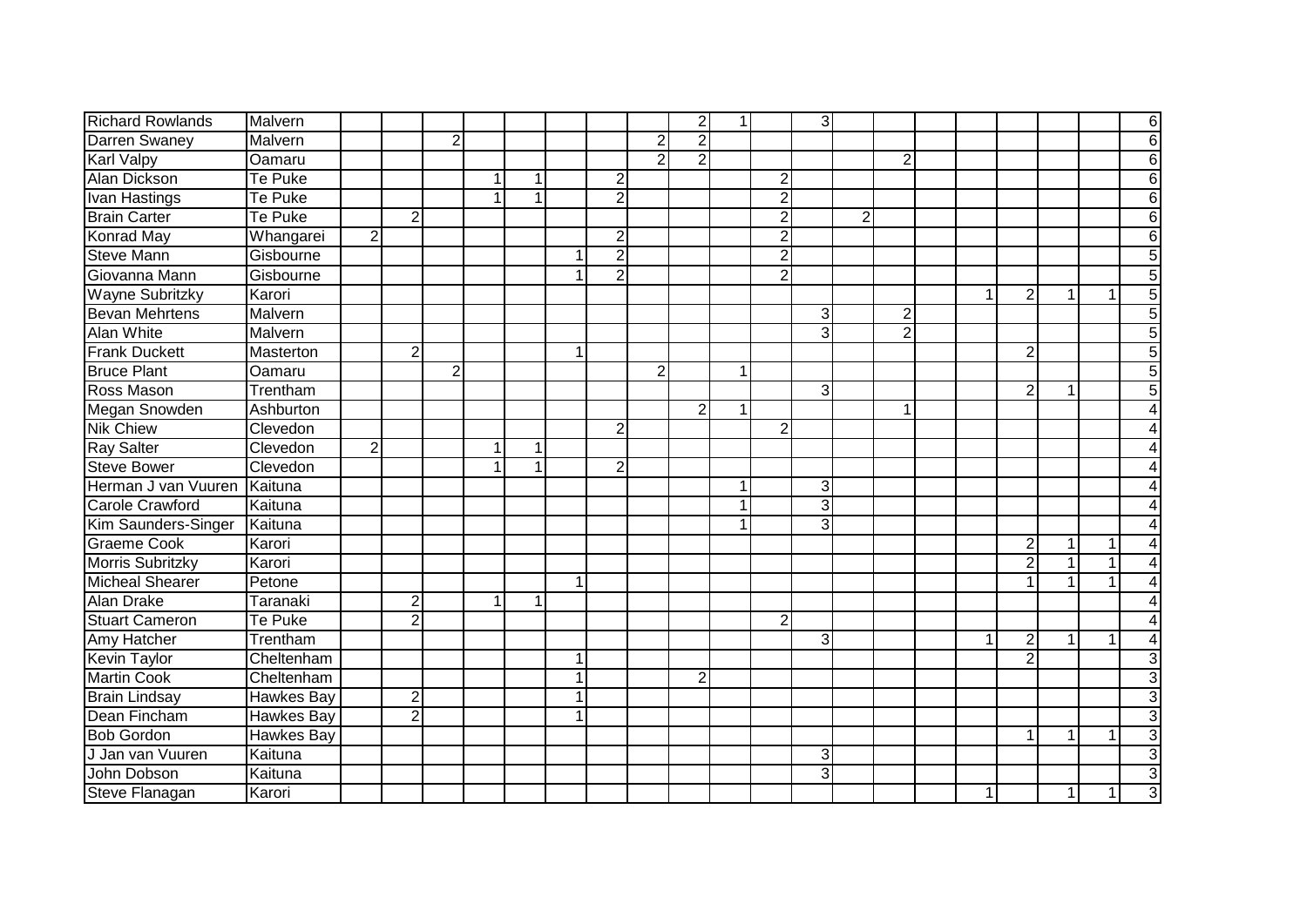| | | | | | | | | | | | | | | | | | | | | | |
|---|---|---|---|---|---|---|---|---|---|---|---|---|---|---|---|---|---|---|---|---|---|
| Richard Rowlands | Malvern | | | | | | | | | 2 | 1 | | 3 | | | | | | | | 6 |
| Darren Swaney | Malvern | | | 2 | | | | | 2 | 2 | | | | | | | | | | | 6 |
| Karl Valpy | Oamaru | | | | | | | | 2 | 2 | | | | | 2 | | | | | | 6 |
| Alan Dickson | Te Puke | | | | 1 | 1 | | 2 | | | | 2 | | | | | | | | | 6 |
| Ivan Hastings | Te Puke | | | | 1 | 1 | | 2 | | | | 2 | | | | | | | | | 6 |
| Brain Carter | Te Puke | | 2 | | | | | | | | | 2 | | 2 | | | | | | | 6 |
| Konrad May | Whangarei | 2 | | | | | | 2 | | | | 2 | | | | | | | | | 6 |
| Steve Mann | Gisbourne | | | | | | 1 | 2 | | | | 2 | | | | | | | | | 5 |
| Giovanna Mann | Gisbourne | | | | | | 1 | 2 | | | | 2 | | | | | | | | | 5 |
| Wayne Subritzky | Karori | | | | | | | | | | | | | | | | 1 | 2 | 1 | 1 | 5 |
| Bevan Mehrtens | Malvern | | | | | | | | | | | | 3 | | 2 | | | | | | 5 |
| Alan White | Malvern | | | | | | | | | | | | 3 | | 2 | | | | | | 5 |
| Frank Duckett | Masterton | | 2 | | | | 1 | | | | | | | | | | | 2 | | | 5 |
| Bruce Plant | Oamaru | | | 2 | | | | | 2 | | 1 | | | | | | | | | | 5 |
| Ross Mason | Trentham | | | | | | | | | | | | 3 | | | | | 2 | 1 | | 5 |
| Megan Snowden | Ashburton | | | | | | | | | 2 | 1 | | | | 1 | | | | | | 4 |
| Nik Chiew | Clevedon | | | | | | | 2 | | | | 2 | | | | | | | | | 4 |
| Ray Salter | Clevedon | 2 | | | 1 | 1 | | | | | | | | | | | | | | | 4 |
| Steve Bower | Clevedon | | | | 1 | 1 | | 2 | | | | | | | | | | | | | 4 |
| Herman J van Vuuren | Kaituna | | | | | | | | | | 1 | | 3 | | | | | | | | 4 |
| Carole Crawford | Kaituna | | | | | | | | | | 1 | | 3 | | | | | | | | 4 |
| Kim Saunders-Singer | Kaituna | | | | | | | | | | 1 | | 3 | | | | | | | | 4 |
| Graeme Cook | Karori | | | | | | | | | | | | | | | | | 2 | 1 | 1 | 4 |
| Morris Subritzky | Karori | | | | | | | | | | | | | | | | | 2 | 1 | 1 | 4 |
| Micheal Shearer | Petone | | | | | | 1 | | | | | | | | | | | 1 | 1 | 1 | 4 |
| Alan Drake | Taranaki | | 2 | | 1 | 1 | | | | | | | | | | | | | | | 4 |
| Stuart Cameron | Te Puke | | 2 | | | | | | | | | 2 | | | | | | | | | 4 |
| Amy Hatcher | Trentham | | | | | | | | | | | | 3 | | | | 1 | 2 | 1 | 1 | 4 |
| Kevin Taylor | Cheltenham | | | | | | 1 | | | | | | | | | | | 2 | | | 3 |
| Martin Cook | Cheltenham | | | | | | 1 | | | 2 | | | | | | | | | | | 3 |
| Brain Lindsay | Hawkes Bay | | 2 | | | | 1 | | | | | | | | | | | | | | 3 |
| Dean Fincham | Hawkes Bay | | 2 | | | | 1 | | | | | | | | | | | | | | 3 |
| Bob Gordon | Hawkes Bay | | | | | | | | | | | | | | | | | 1 | 1 | 1 | 3 |
| J Jan van Vuuren | Kaituna | | | | | | | | | | | | 3 | | | | | | | | 3 |
| John Dobson | Kaituna | | | | | | | | | | | | 3 | | | | | | | | 3 |
| Steve Flanagan | Karori | | | | | | | | | | | | | | | | 1 | | 1 | 1 | 3 |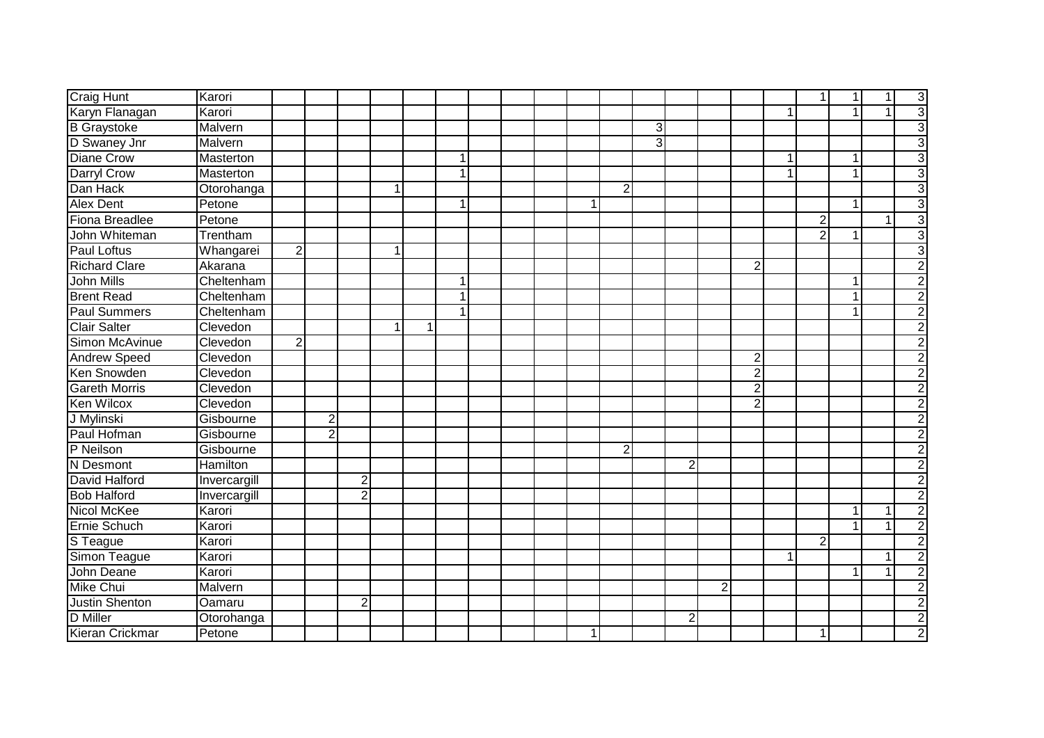| | | | | | | | | | | | | | | | | | | | | | |
|---|---|---|---|---|---|---|---|---|---|---|---|---|---|---|---|---|---|---|---|---|---|
| Craig Hunt | Karori | | | | | | | | | | | | | | | | | 1 | 1 | 1 | 3 |
| Karyn Flanagan | Karori | | | | | | | | | | | | | | | | 1 | | 1 | 1 | 3 |
| B Graystoke | Malvern | | | | | | | | | | | | 3 | | | | | | | | 3 |
| D Swaney Jnr | Malvern | | | | | | | | | | | | 3 | | | | | | | | 3 |
| Diane Crow | Masterton | | | | | | 1 | | | | | | | | | | 1 | | 1 | | 3 |
| Darryl Crow | Masterton | | | | | | 1 | | | | | | | | | | 1 | | 1 | | 3 |
| Dan Hack | Otorohanga | | | | 1 | | | | | | | 2 | | | | | | | | | 3 |
| Alex Dent | Petone | | | | | | 1 | | | | 1 | | | | | | | | 1 | | 3 |
| Fiona Breadlee | Petone | | | | | | | | | | | | | | | | | 2 | | 1 | 3 |
| John Whiteman | Trentham | | | | | | | | | | | | | | | | | 2 | 1 | | 3 |
| Paul Loftus | Whangarei | 2 | | | 1 | | | | | | | | | | | | | | | | 3 |
| Richard Clare | Akarana | | | | | | | | | | | | | | | 2 | | | | | 2 |
| John Mills | Cheltenham | | | | | | 1 | | | | | | | | | | | | 1 | | 2 |
| Brent Read | Cheltenham | | | | | | 1 | | | | | | | | | | | | 1 | | 2 |
| Paul Summers | Cheltenham | | | | | | 1 | | | | | | | | | | | | 1 | | 2 |
| Clair Salter | Clevedon | | | | 1 | 1 | | | | | | | | | | | | | | | 2 |
| Simon McAvinue | Clevedon | 2 | | | | | | | | | | | | | | | | | | | 2 |
| Andrew Speed | Clevedon | | | | | | | | | | | | | | | 2 | | | | | 2 |
| Ken Snowden | Clevedon | | | | | | | | | | | | | | | 2 | | | | | 2 |
| Gareth Morris | Clevedon | | | | | | | | | | | | | | | 2 | | | | | 2 |
| Ken Wilcox | Clevedon | | | | | | | | | | | | | | | 2 | | | | | 2 |
| J Mylinski | Gisbourne | | 2 | | | | | | | | | | | | | | | | | | 2 |
| Paul Hofman | Gisbourne | | 2 | | | | | | | | | | | | | | | | | | 2 |
| P Neilson | Gisbourne | | | | | | | | | | | 2 | | | | | | | | | 2 |
| N Desmont | Hamilton | | | | | | | | | | | | | 2 | | | | | | | 2 |
| David Halford | Invercargill | | | 2 | | | | | | | | | | | | | | | | | 2 |
| Bob Halford | Invercargill | | | 2 | | | | | | | | | | | | | | | | | 2 |
| Nicol McKee | Karori | | | | | | | | | | | | | | | | | | 1 | 1 | 2 |
| Ernie Schuch | Karori | | | | | | | | | | | | | | | | | | 1 | 1 | 2 |
| S Teague | Karori | | | | | | | | | | | | | | | | | 2 | | | 2 |
| Simon Teague | Karori | | | | | | | | | | | | | | | | 1 | | | 1 | 2 |
| John Deane | Karori | | | | | | | | | | | | | | | | | | 1 | 1 | 2 |
| Mike Chui | Malvern | | | | | | | | | | | | | | 2 | | | | | | 2 |
| Justin Shenton | Oamaru | | | 2 | | | | | | | | | | | | | | | | | 2 |
| D Miller | Otorohanga | | | | | | | | | | | | | 2 | | | | | | | 2 |
| Kieran Crickmar | Petone | | | | | | | | | | 1 | | | | | | | 1 | | | 2 |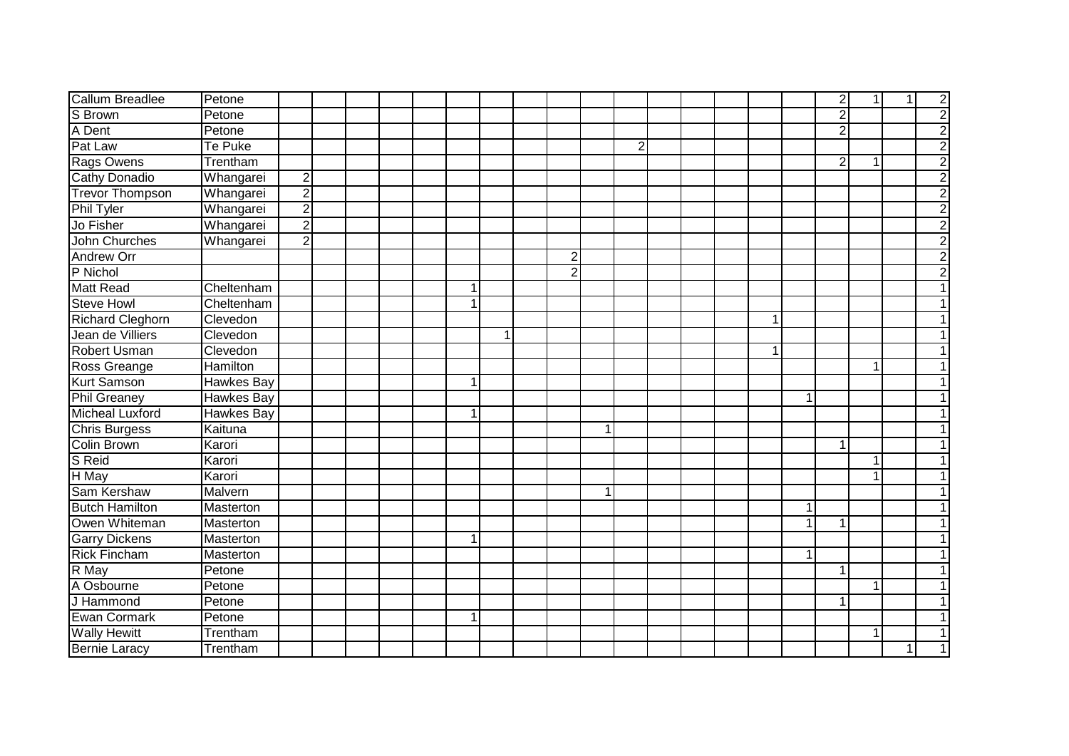| | | | | | | | | | | | | | | | | | | | | | |
|---|---|---|---|---|---|---|---|---|---|---|---|---|---|---|---|---|---|---|---|---|---|
| Callum Breadlee | Petone | | | | | | | | | | | | | | | | | 2 | 1 | 1 | 2 |
| S Brown | Petone | | | | | | | | | | | | | | | | | 2 | | | 2 |
| A Dent | Petone | | | | | | | | | | | | | | | | | 2 | | | 2 |
| Pat Law | Te Puke | | | | | | | | | | | 2 | | | | | | | | | 2 |
| Rags Owens | Trentham | | | | | | | | | | | | | | | | | 2 | 1 | | 2 |
| Cathy Donadio | Whangarei | 2 | | | | | | | | | | | | | | | | | | | 2 |
| Trevor Thompson | Whangarei | 2 | | | | | | | | | | | | | | | | | | | 2 |
| Phil Tyler | Whangarei | 2 | | | | | | | | | | | | | | | | | | | 2 |
| Jo Fisher | Whangarei | 2 | | | | | | | | | | | | | | | | | | | 2 |
| John Churches | Whangarei | 2 | | | | | | | | | | | | | | | | | | | 2 |
| Andrew Orr | | | | | | | | | | 2 | | | | | | | | | | | 2 |
| P Nichol | | | | | | | | | | 2 | | | | | | | | | | | 2 |
| Matt Read | Cheltenham | | | | | | 1 | | | | | | | | | | | | | | 1 |
| Steve Howl | Cheltenham | | | | | | 1 | | | | | | | | | | | | | | 1 |
| Richard Cleghorn | Clevedon | | | | | | | | | | | | | | | 1 | | | | | 1 |
| Jean de Villiers | Clevedon | | | | | | | 1 | | | | | | | | | | | | | 1 |
| Robert Usman | Clevedon | | | | | | | | | | | | | | | 1 | | | | | 1 |
| Ross Greange | Hamilton | | | | | | | | | | | | | | | | | | 1 | | 1 |
| Kurt Samson | Hawkes Bay | | | | | | 1 | | | | | | | | | | | | | | 1 |
| Phil Greaney | Hawkes Bay | | | | | | | | | | | | | | | | 1 | | | | 1 |
| Micheal Luxford | Hawkes Bay | | | | | | 1 | | | | | | | | | | | | | | 1 |
| Chris Burgess | Kaituna | | | | | | | | | | 1 | | | | | | | | | | 1 |
| Colin Brown | Karori | | | | | | | | | | | | | | | | | 1 | | | 1 |
| S Reid | Karori | | | | | | | | | | | | | | | | | | 1 | | 1 |
| H May | Karori | | | | | | | | | | | | | | | | | | 1 | | 1 |
| Sam Kershaw | Malvern | | | | | | | | | | 1 | | | | | | | | | | 1 |
| Butch Hamilton | Masterton | | | | | | | | | | | | | | | | 1 | | | | 1 |
| Owen Whiteman | Masterton | | | | | | | | | | | | | | | | 1 | 1 | | | 1 |
| Garry Dickens | Masterton | | | | | | 1 | | | | | | | | | | | | | | 1 |
| Rick Fincham | Masterton | | | | | | | | | | | | | | | | 1 | | | | 1 |
| R May | Petone | | | | | | | | | | | | | | | | | 1 | | | 1 |
| A Osbourne | Petone | | | | | | | | | | | | | | | | | | 1 | | 1 |
| J Hammond | Petone | | | | | | | | | | | | | | | | | 1 | | | 1 |
| Ewan Cormark | Petone | | | | | | 1 | | | | | | | | | | | | | | 1 |
| Wally Hewitt | Trentham | | | | | | | | | | | | | | | | | | 1 | | 1 |
| Bernie Laracy | Trentham | | | | | | | | | | | | | | | | | | | 1 | 1 |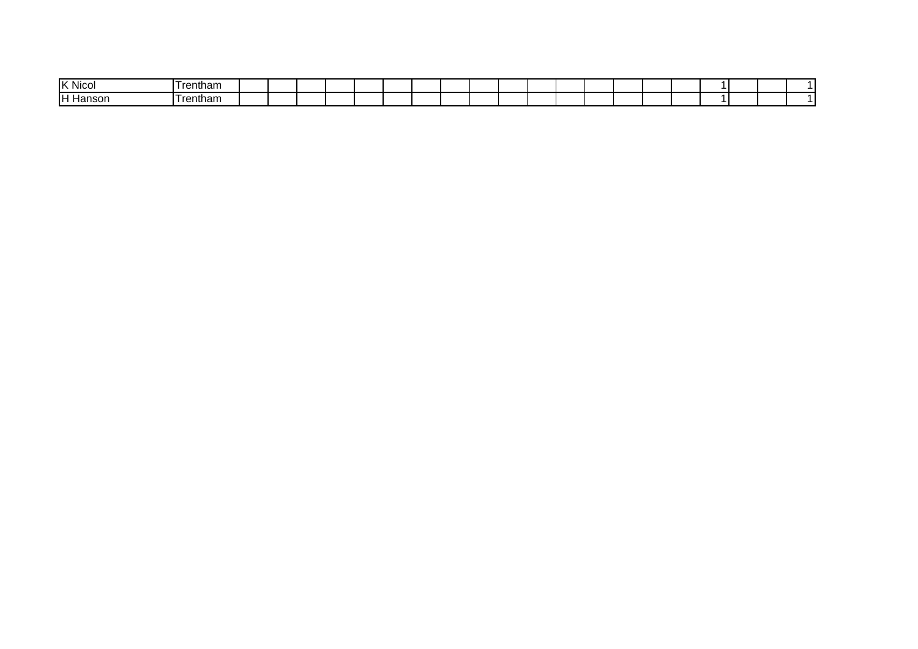| | | | | | | | | | | | | | | | | | | | | | |
|---|---|---|---|---|---|---|---|---|---|---|---|---|---|---|---|---|---|---|---|---|---|
| K Nicol | Trentham | | | | | | | | | | | | | | | | 1 | | | | 1 |
| H Hanson | Trentham | | | | | | | | | | | | | | | | 1 | | | | 1 |